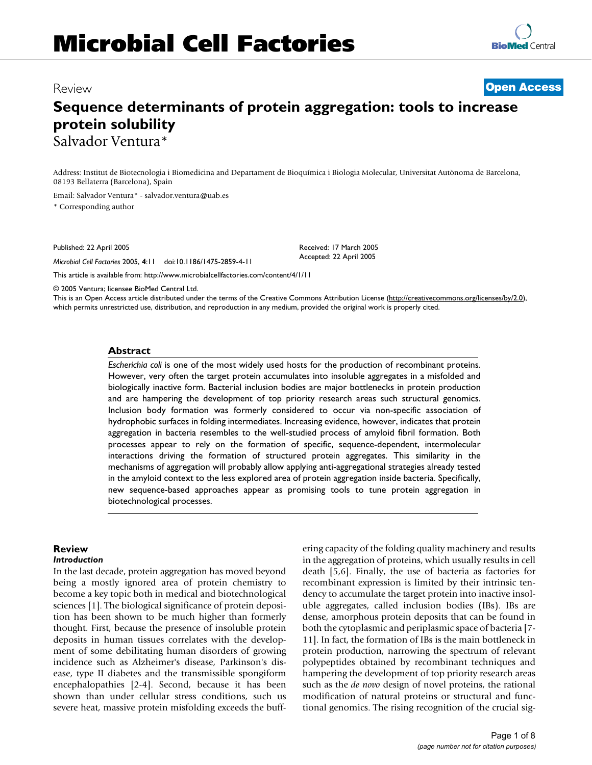# Microbial Cell Factories

Review **Open Access**

# Sequence determinants of protein aggregation: tools to increase protein solubility

Salvador Ventura*

Address: Institut de Biotecnologia i Biomedicina and Departament de Bioquímica i Biologia Molecular, Universitat Autònoma de Barcelona, 08193 Bellaterra (Barcelona), Spain

Email: Salvador Ventura* - salvador.ventura@uab.es

* Corresponding author

Published: 22 April 2005

*Microbial Cell Factories* 2005, **4**:11 doi:10.1186/1475-2859-4-11

Received: 17 March 2005
Accepted: 22 April 2005

This article is available from: http://www.microbialcellfactories.com/content/4/1/11

© 2005 Ventura; licensee BioMed Central Ltd.

This is an Open Access article distributed under the terms of the Creative Commons Attribution License (http://creativecommons.org/licenses/by/2.0), which permits unrestricted use, distribution, and reproduction in any medium, provided the original work is properly cited.

## Abstract

*Escherichia coli* is one of the most widely used hosts for the production of recombinant proteins. However, very often the target protein accumulates into insoluble aggregates in a misfolded and biologically inactive form. Bacterial inclusion bodies are major bottlenecks in protein production and are hampering the development of top priority research areas such structural genomics. Inclusion body formation was formerly considered to occur via non-specific association of hydrophobic surfaces in folding intermediates. Increasing evidence, however, indicates that protein aggregation in bacteria resembles to the well-studied process of amyloid fibril formation. Both processes appear to rely on the formation of specific, sequence-dependent, intermolecular interactions driving the formation of structured protein aggregates. This similarity in the mechanisms of aggregation will probably allow applying anti-aggregational strategies already tested in the amyloid context to the less explored area of protein aggregation inside bacteria. Specifically, new sequence-based approaches appear as promising tools to tune protein aggregation in biotechnological processes.

## Review

### Introduction

In the last decade, protein aggregation has moved beyond being a mostly ignored area of protein chemistry to become a key topic both in medical and biotechnological sciences [1]. The biological significance of protein deposition has been shown to be much higher than formerly thought. First, because the presence of insoluble protein deposits in human tissues correlates with the development of some debilitating human disorders of growing incidence such as Alzheimer's disease, Parkinson's disease, type II diabetes and the transmissible spongiform encephalopathies [2-4]. Second, because it has been shown than under cellular stress conditions, such us severe heat, massive protein misfolding exceeds the buffering capacity of the folding quality machinery and results in the aggregation of proteins, which usually results in cell death [5,6]. Finally, the use of bacteria as factories for recombinant expression is limited by their intrinsic tendency to accumulate the target protein into inactive insoluble aggregates, called inclusion bodies (IBs). IBs are dense, amorphous protein deposits that can be found in both the cytoplasmic and periplasmic space of bacteria [7-11]. In fact, the formation of IBs is the main bottleneck in protein production, narrowing the spectrum of relevant polypeptides obtained by recombinant techniques and hampering the development of top priority research areas such as the *de novo* design of novel proteins, the rational modification of natural proteins or structural and functional genomics. The rising recognition of the crucial sig-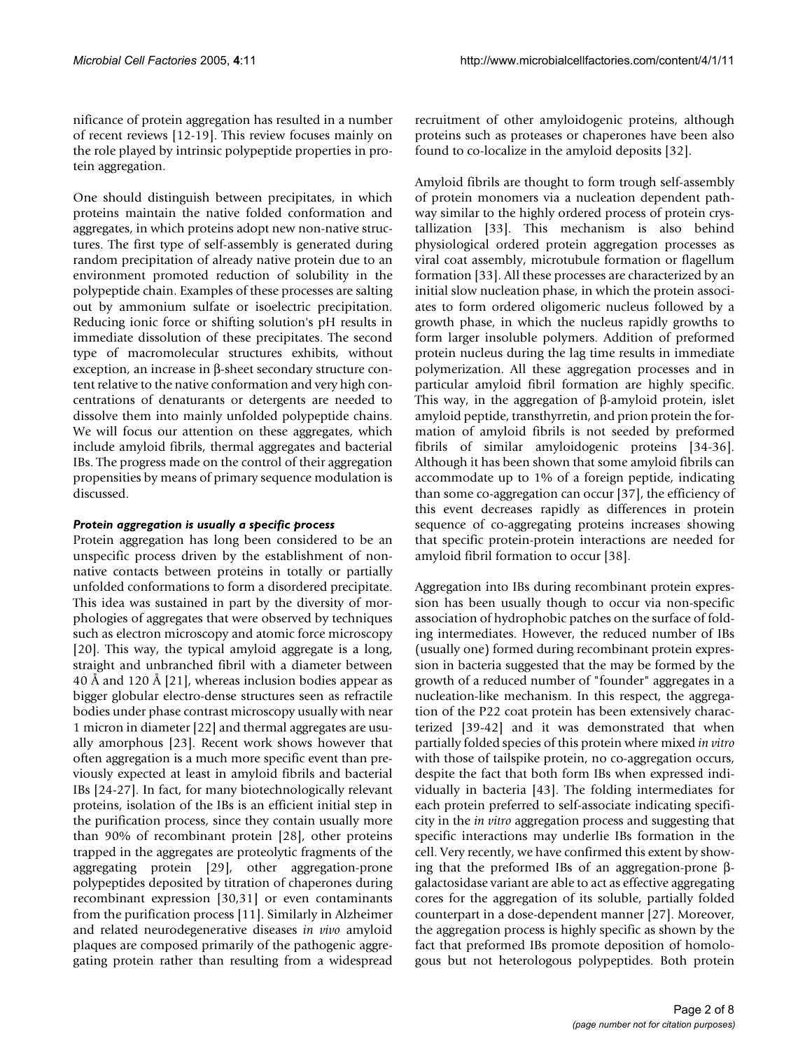nificance of protein aggregation has resulted in a number of recent reviews [12-19]. This review focuses mainly on the role played by intrinsic polypeptide properties in protein aggregation.

One should distinguish between precipitates, in which proteins maintain the native folded conformation and aggregates, in which proteins adopt new non-native structures. The first type of self-assembly is generated during random precipitation of already native protein due to an environment promoted reduction of solubility in the polypeptide chain. Examples of these processes are salting out by ammonium sulfate or isoelectric precipitation. Reducing ionic force or shifting solution's pH results in immediate dissolution of these precipitates. The second type of macromolecular structures exhibits, without exception, an increase in β-sheet secondary structure content relative to the native conformation and very high concentrations of denaturants or detergents are needed to dissolve them into mainly unfolded polypeptide chains. We will focus our attention on these aggregates, which include amyloid fibrils, thermal aggregates and bacterial IBs. The progress made on the control of their aggregation propensities by means of primary sequence modulation is discussed.

### *Protein aggregation is usually a specific process*

Protein aggregation has long been considered to be an unspecific process driven by the establishment of non-native contacts between proteins in totally or partially unfolded conformations to form a disordered precipitate. This idea was sustained in part by the diversity of morphologies of aggregates that were observed by techniques such as electron microscopy and atomic force microscopy [20]. This way, the typical amyloid aggregate is a long, straight and unbranched fibril with a diameter between 40 Å and 120 Å [21], whereas inclusion bodies appear as bigger globular electro-dense structures seen as refractile bodies under phase contrast microscopy usually with near 1 micron in diameter [22] and thermal aggregates are usually amorphous [23]. Recent work shows however that often aggregation is a much more specific event than previously expected at least in amyloid fibrils and bacterial IBs [24-27]. In fact, for many biotechnologically relevant proteins, isolation of the IBs is an efficient initial step in the purification process, since they contain usually more than 90% of recombinant protein [28], other proteins trapped in the aggregates are proteolytic fragments of the aggregating protein [29], other aggregation-prone polypeptides deposited by titration of chaperones during recombinant expression [30,31] or even contaminants from the purification process [11]. Similarly in Alzheimer and related neurodegenerative diseases *in vivo* amyloid plaques are composed primarily of the pathogenic aggregating protein rather than resulting from a widespread recruitment of other amyloidogenic proteins, although proteins such as proteases or chaperones have been also found to co-localize in the amyloid deposits [32].

Amyloid fibrils are thought to form trough self-assembly of protein monomers via a nucleation dependent pathway similar to the highly ordered process of protein crystallization [33]. This mechanism is also behind physiological ordered protein aggregation processes as viral coat assembly, microtubule formation or flagellum formation [33]. All these processes are characterized by an initial slow nucleation phase, in which the protein associates to form ordered oligomeric nucleus followed by a growth phase, in which the nucleus rapidly growths to form larger insoluble polymers. Addition of preformed protein nucleus during the lag time results in immediate polymerization. All these aggregation processes and in particular amyloid fibril formation are highly specific. This way, in the aggregation of β-amyloid protein, islet amyloid peptide, transthyrretin, and prion protein the formation of amyloid fibrils is not seeded by preformed fibrils of similar amyloidogenic proteins [34-36]. Although it has been shown that some amyloid fibrils can accommodate up to 1% of a foreign peptide, indicating than some co-aggregation can occur [37], the efficiency of this event decreases rapidly as differences in protein sequence of co-aggregating proteins increases showing that specific protein-protein interactions are needed for amyloid fibril formation to occur [38].

Aggregation into IBs during recombinant protein expression has been usually though to occur via non-specific association of hydrophobic patches on the surface of folding intermediates. However, the reduced number of IBs (usually one) formed during recombinant protein expression in bacteria suggested that the may be formed by the growth of a reduced number of "founder" aggregates in a nucleation-like mechanism. In this respect, the aggregation of the P22 coat protein has been extensively characterized [39-42] and it was demonstrated that when partially folded species of this protein where mixed *in vitro* with those of tailspike protein, no co-aggregation occurs, despite the fact that both form IBs when expressed individually in bacteria [43]. The folding intermediates for each protein preferred to self-associate indicating specificity in the *in vitro* aggregation process and suggesting that specific interactions may underlie IBs formation in the cell. Very recently, we have confirmed this extent by showing that the preformed IBs of an aggregation-prone β-galactosidase variant are able to act as effective aggregating cores for the aggregation of its soluble, partially folded counterpart in a dose-dependent manner [27]. Moreover, the aggregation process is highly specific as shown by the fact that preformed IBs promote deposition of homologous but not heterologous polypeptides. Both protein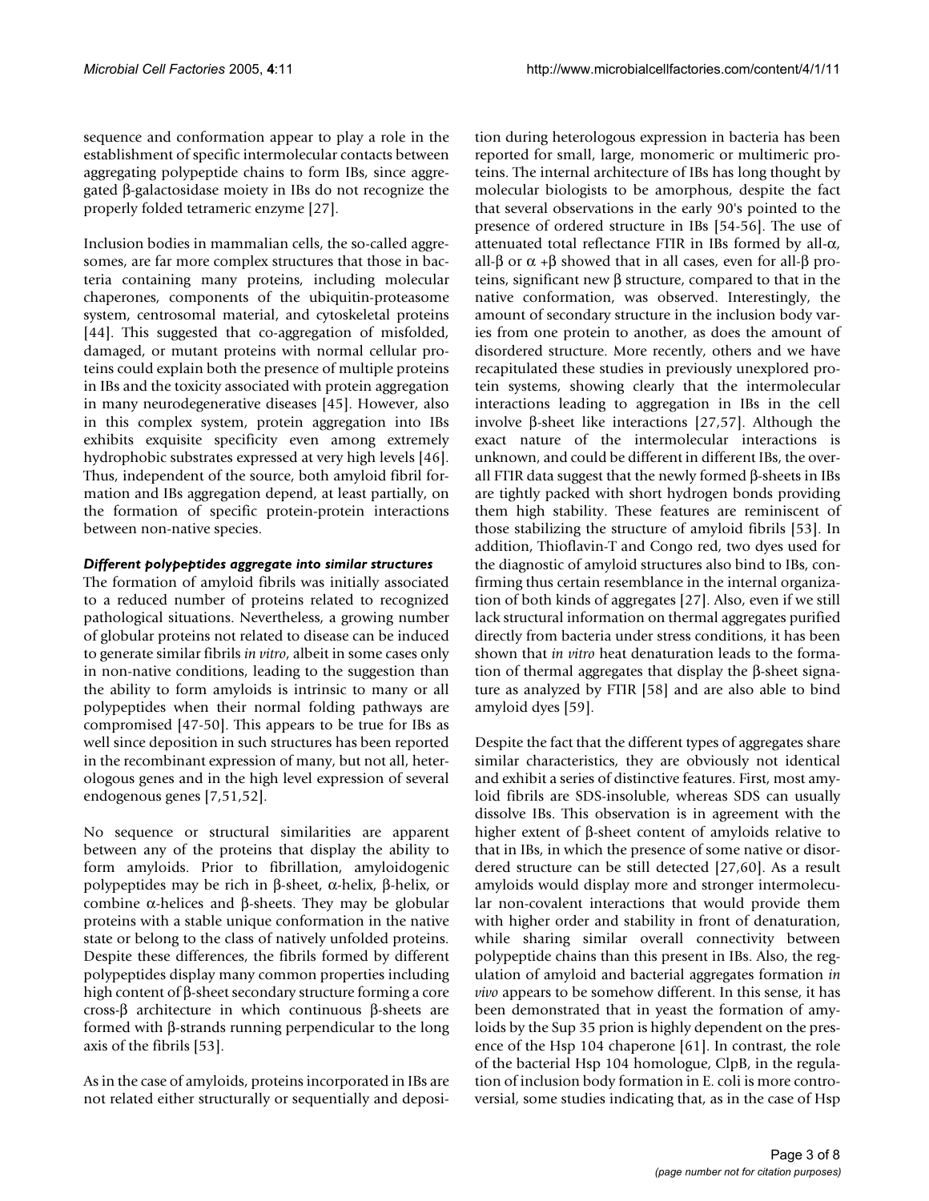sequence and conformation appear to play a role in the establishment of specific intermolecular contacts between aggregating polypeptide chains to form IBs, since aggregated β-galactosidase moiety in IBs do not recognize the properly folded tetrameric enzyme [27].

Inclusion bodies in mammalian cells, the so-called aggresomes, are far more complex structures that those in bacteria containing many proteins, including molecular chaperones, components of the ubiquitin-proteasome system, centrosomal material, and cytoskeletal proteins [44]. This suggested that co-aggregation of misfolded, damaged, or mutant proteins with normal cellular proteins could explain both the presence of multiple proteins in IBs and the toxicity associated with protein aggregation in many neurodegenerative diseases [45]. However, also in this complex system, protein aggregation into IBs exhibits exquisite specificity even among extremely hydrophobic substrates expressed at very high levels [46]. Thus, independent of the source, both amyloid fibril formation and IBs aggregation depend, at least partially, on the formation of specific protein-protein interactions between non-native species.

### *Different polypeptides aggregate into similar structures*

The formation of amyloid fibrils was initially associated to a reduced number of proteins related to recognized pathological situations. Nevertheless, a growing number of globular proteins not related to disease can be induced to generate similar fibrils *in vitro*, albeit in some cases only in non-native conditions, leading to the suggestion than the ability to form amyloids is intrinsic to many or all polypeptides when their normal folding pathways are compromised [47-50]. This appears to be true for IBs as well since deposition in such structures has been reported in the recombinant expression of many, but not all, heterologous genes and in the high level expression of several endogenous genes [7,51,52].

No sequence or structural similarities are apparent between any of the proteins that display the ability to form amyloids. Prior to fibrillation, amyloidogenic polypeptides may be rich in β-sheet, α-helix, β-helix, or combine α-helices and β-sheets. They may be globular proteins with a stable unique conformation in the native state or belong to the class of natively unfolded proteins. Despite these differences, the fibrils formed by different polypeptides display many common properties including high content of β-sheet secondary structure forming a core cross-β architecture in which continuous β-sheets are formed with β-strands running perpendicular to the long axis of the fibrils [53].

As in the case of amyloids, proteins incorporated in IBs are not related either structurally or sequentially and deposition during heterologous expression in bacteria has been reported for small, large, monomeric or multimeric proteins. The internal architecture of IBs has long thought by molecular biologists to be amorphous, despite the fact that several observations in the early 90's pointed to the presence of ordered structure in IBs [54-56]. The use of attenuated total reflectance FTIR in IBs formed by all-α, all-β or α +β showed that in all cases, even for all-β proteins, significant new β structure, compared to that in the native conformation, was observed. Interestingly, the amount of secondary structure in the inclusion body varies from one protein to another, as does the amount of disordered structure. More recently, others and we have recapitulated these studies in previously unexplored protein systems, showing clearly that the intermolecular interactions leading to aggregation in IBs in the cell involve β-sheet like interactions [27,57]. Although the exact nature of the intermolecular interactions is unknown, and could be different in different IBs, the overall FTIR data suggest that the newly formed β-sheets in IBs are tightly packed with short hydrogen bonds providing them high stability. These features are reminiscent of those stabilizing the structure of amyloid fibrils [53]. In addition, Thioflavin-T and Congo red, two dyes used for the diagnostic of amyloid structures also bind to IBs, confirming thus certain resemblance in the internal organization of both kinds of aggregates [27]. Also, even if we still lack structural information on thermal aggregates purified directly from bacteria under stress conditions, it has been shown that *in vitro* heat denaturation leads to the formation of thermal aggregates that display the β-sheet signature as analyzed by FTIR [58] and are also able to bind amyloid dyes [59].

Despite the fact that the different types of aggregates share similar characteristics, they are obviously not identical and exhibit a series of distinctive features. First, most amyloid fibrils are SDS-insoluble, whereas SDS can usually dissolve IBs. This observation is in agreement with the higher extent of β-sheet content of amyloids relative to that in IBs, in which the presence of some native or disordered structure can be still detected [27,60]. As a result amyloids would display more and stronger intermolecular non-covalent interactions that would provide them with higher order and stability in front of denaturation, while sharing similar overall connectivity between polypeptide chains than this present in IBs. Also, the regulation of amyloid and bacterial aggregates formation *in vivo* appears to be somehow different. In this sense, it has been demonstrated that in yeast the formation of amyloids by the Sup 35 prion is highly dependent on the presence of the Hsp 104 chaperone [61]. In contrast, the role of the bacterial Hsp 104 homologue, ClpB, in the regulation of inclusion body formation in E. coli is more controversial, some studies indicating that, as in the case of Hsp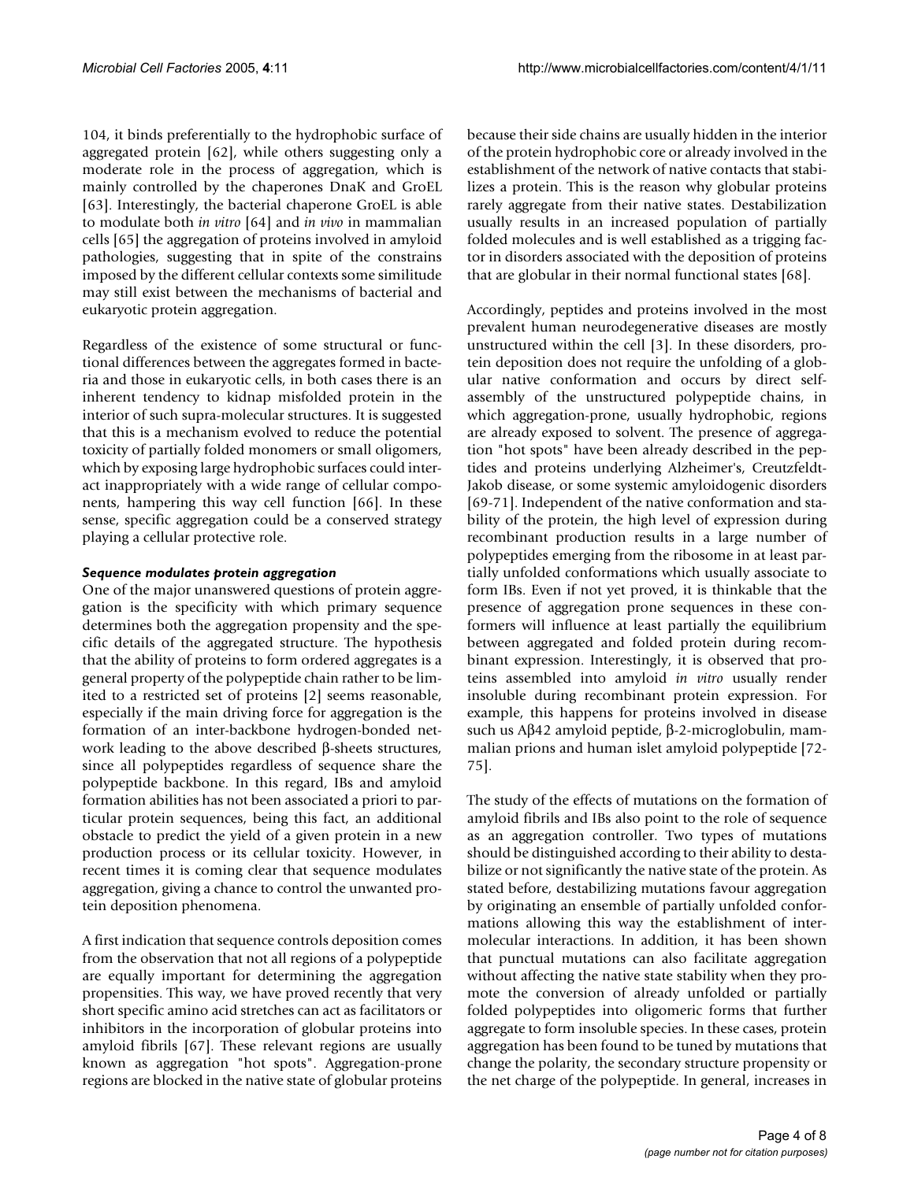104, it binds preferentially to the hydrophobic surface of aggregated protein [62], while others suggesting only a moderate role in the process of aggregation, which is mainly controlled by the chaperones DnaK and GroEL [63]. Interestingly, the bacterial chaperone GroEL is able to modulate both *in vitro* [64] and *in vivo* in mammalian cells [65] the aggregation of proteins involved in amyloid pathologies, suggesting that in spite of the constrains imposed by the different cellular contexts some similitude may still exist between the mechanisms of bacterial and eukaryotic protein aggregation.

Regardless of the existence of some structural or functional differences between the aggregates formed in bacteria and those in eukaryotic cells, in both cases there is an inherent tendency to kidnap misfolded protein in the interior of such supra-molecular structures. It is suggested that this is a mechanism evolved to reduce the potential toxicity of partially folded monomers or small oligomers, which by exposing large hydrophobic surfaces could interact inappropriately with a wide range of cellular components, hampering this way cell function [66]. In these sense, specific aggregation could be a conserved strategy playing a cellular protective role.

### *Sequence modulates protein aggregation*

One of the major unanswered questions of protein aggregation is the specificity with which primary sequence determines both the aggregation propensity and the specific details of the aggregated structure. The hypothesis that the ability of proteins to form ordered aggregates is a general property of the polypeptide chain rather to be limited to a restricted set of proteins [2] seems reasonable, especially if the main driving force for aggregation is the formation of an inter-backbone hydrogen-bonded network leading to the above described β-sheets structures, since all polypeptides regardless of sequence share the polypeptide backbone. In this regard, IBs and amyloid formation abilities has not been associated a priori to particular protein sequences, being this fact, an additional obstacle to predict the yield of a given protein in a new production process or its cellular toxicity. However, in recent times it is coming clear that sequence modulates aggregation, giving a chance to control the unwanted protein deposition phenomena.

A first indication that sequence controls deposition comes from the observation that not all regions of a polypeptide are equally important for determining the aggregation propensities. This way, we have proved recently that very short specific amino acid stretches can act as facilitators or inhibitors in the incorporation of globular proteins into amyloid fibrils [67]. These relevant regions are usually known as aggregation "hot spots". Aggregation-prone regions are blocked in the native state of globular proteins because their side chains are usually hidden in the interior of the protein hydrophobic core or already involved in the establishment of the network of native contacts that stabilizes a protein. This is the reason why globular proteins rarely aggregate from their native states. Destabilization usually results in an increased population of partially folded molecules and is well established as a trigging factor in disorders associated with the deposition of proteins that are globular in their normal functional states [68].

Accordingly, peptides and proteins involved in the most prevalent human neurodegenerative diseases are mostly unstructured within the cell [3]. In these disorders, protein deposition does not require the unfolding of a globular native conformation and occurs by direct self-assembly of the unstructured polypeptide chains, in which aggregation-prone, usually hydrophobic, regions are already exposed to solvent. The presence of aggregation "hot spots" have been already described in the peptides and proteins underlying Alzheimer's, Creutzfeldt-Jakob disease, or some systemic amyloidogenic disorders [69-71]. Independent of the native conformation and stability of the protein, the high level of expression during recombinant production results in a large number of polypeptides emerging from the ribosome in at least partially unfolded conformations which usually associate to form IBs. Even if not yet proved, it is thinkable that the presence of aggregation prone sequences in these conformers will influence at least partially the equilibrium between aggregated and folded protein during recombinant expression. Interestingly, it is observed that proteins assembled into amyloid *in vitro* usually render insoluble during recombinant protein expression. For example, this happens for proteins involved in disease such us Aβ42 amyloid peptide, β-2-microglobulin, mammalian prions and human islet amyloid polypeptide [72-75].

The study of the effects of mutations on the formation of amyloid fibrils and IBs also point to the role of sequence as an aggregation controller. Two types of mutations should be distinguished according to their ability to destabilize or not significantly the native state of the protein. As stated before, destabilizing mutations favour aggregation by originating an ensemble of partially unfolded conformations allowing this way the establishment of intermolecular interactions. In addition, it has been shown that punctual mutations can also facilitate aggregation without affecting the native state stability when they promote the conversion of already unfolded or partially folded polypeptides into oligomeric forms that further aggregate to form insoluble species. In these cases, protein aggregation has been found to be tuned by mutations that change the polarity, the secondary structure propensity or the net charge of the polypeptide. In general, increases in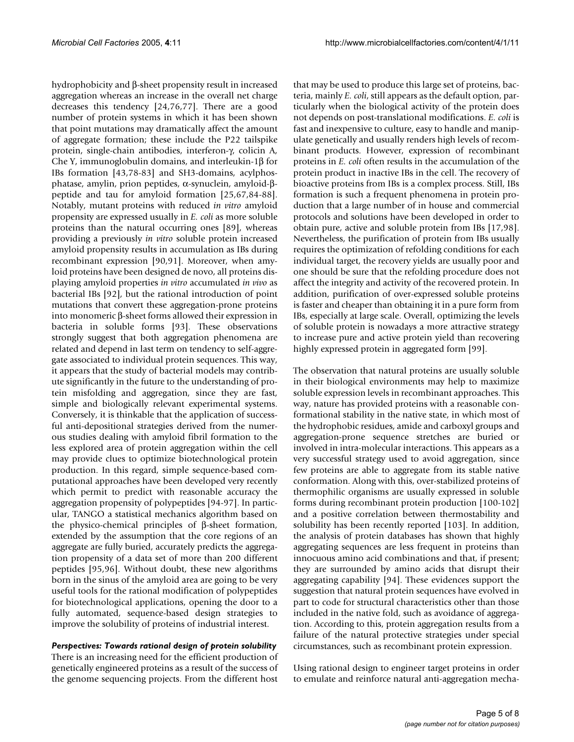hydrophobicity and β-sheet propensity result in increased aggregation whereas an increase in the overall net charge decreases this tendency [24,76,77]. There are a good number of protein systems in which it has been shown that point mutations may dramatically affect the amount of aggregate formation; these include the P22 tailspike protein, single-chain antibodies, interferon-γ, colicin A, Che Y, immunoglobulin domains, and interleukin-1β for IBs formation [43,78-83] and SH3-domains, acylphosphatase, amylin, prion peptides, α-synuclein, amyloid-β-peptide and tau for amyloid formation [25,67,84-88]. Notably, mutant proteins with reduced *in vitro* amyloid propensity are expressed usually in *E. coli* as more soluble proteins than the natural occurring ones [89], whereas providing a previously *in vitro* soluble protein increased amyloid propensity results in accumulation as IBs during recombinant expression [90,91]. Moreover, when amyloid proteins have been designed de novo, all proteins displaying amyloid properties *in vitro* accumulated *in vivo* as bacterial IBs [92], but the rational introduction of point mutations that convert these aggregation-prone proteins into monomeric β-sheet forms allowed their expression in bacteria in soluble forms [93]. These observations strongly suggest that both aggregation phenomena are related and depend in last term on tendency to self-aggregate associated to individual protein sequences. This way, it appears that the study of bacterial models may contribute significantly in the future to the understanding of protein misfolding and aggregation, since they are fast, simple and biologically relevant experimental systems. Conversely, it is thinkable that the application of successful anti-depositional strategies derived from the numerous studies dealing with amyloid fibril formation to the less explored area of protein aggregation within the cell may provide clues to optimize biotechnological protein production. In this regard, simple sequence-based computational approaches have been developed very recently which permit to predict with reasonable accuracy the aggregation propensity of polypeptides [94-97]. In particular, TANGO a statistical mechanics algorithm based on the physico-chemical principles of β-sheet formation, extended by the assumption that the core regions of an aggregate are fully buried, accurately predicts the aggregation propensity of a data set of more than 200 different peptides [95,96]. Without doubt, these new algorithms born in the sinus of the amyloid area are going to be very useful tools for the rational modification of polypeptides for biotechnological applications, opening the door to a fully automated, sequence-based design strategies to improve the solubility of proteins of industrial interest.

### *Perspectives: Towards rational design of protein solubility*

There is an increasing need for the efficient production of genetically engineered proteins as a result of the success of the genome sequencing projects. From the different host that may be used to produce this large set of proteins, bacteria, mainly *E. coli*, still appears as the default option, particularly when the biological activity of the protein does not depends on post-translational modifications. *E. coli* is fast and inexpensive to culture, easy to handle and manipulate genetically and usually renders high levels of recombinant products. However, expression of recombinant proteins in *E. coli* often results in the accumulation of the protein product in inactive IBs in the cell. The recovery of bioactive proteins from IBs is a complex process. Still, IBs formation is such a frequent phenomena in protein production that a large number of in house and commercial protocols and solutions have been developed in order to obtain pure, active and soluble protein from IBs [17,98]. Nevertheless, the purification of protein from IBs usually requires the optimization of refolding conditions for each individual target, the recovery yields are usually poor and one should be sure that the refolding procedure does not affect the integrity and activity of the recovered protein. In addition, purification of over-expressed soluble proteins is faster and cheaper than obtaining it in a pure form from IBs, especially at large scale. Overall, optimizing the levels of soluble protein is nowadays a more attractive strategy to increase pure and active protein yield than recovering highly expressed protein in aggregated form [99].

The observation that natural proteins are usually soluble in their biological environments may help to maximize soluble expression levels in recombinant approaches. This way, nature has provided proteins with a reasonable conformational stability in the native state, in which most of the hydrophobic residues, amide and carboxyl groups and aggregation-prone sequence stretches are buried or involved in intra-molecular interactions. This appears as a very successful strategy used to avoid aggregation, since few proteins are able to aggregate from its stable native conformation. Along with this, over-stabilized proteins of thermophilic organisms are usually expressed in soluble forms during recombinant protein production [100-102] and a positive correlation between thermostability and solubility has been recently reported [103]. In addition, the analysis of protein databases has shown that highly aggregating sequences are less frequent in proteins than innocuous amino acid combinations and that, if present; they are surrounded by amino acids that disrupt their aggregating capability [94]. These evidences support the suggestion that natural protein sequences have evolved in part to code for structural characteristics other than those included in the native fold, such as avoidance of aggregation. According to this, protein aggregation results from a failure of the natural protective strategies under special circumstances, such as recombinant protein expression.

Using rational design to engineer target proteins in order to emulate and reinforce natural anti-aggregation mecha-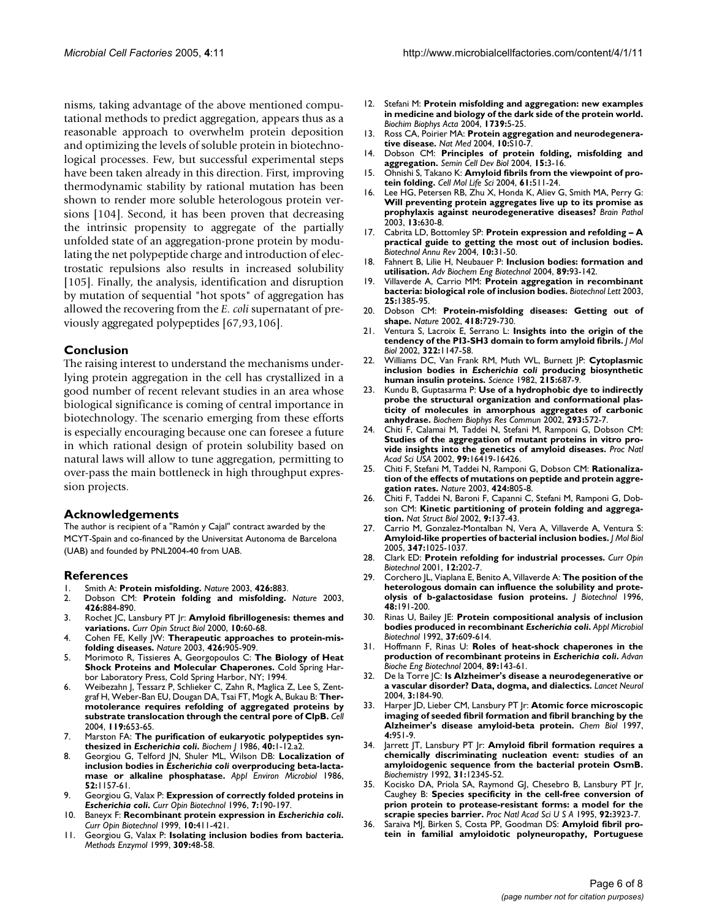nisms, taking advantage of the above mentioned computational methods to predict aggregation, appears thus as a reasonable approach to overwhelm protein deposition and optimizing the levels of soluble protein in biotechnological processes. Few, but successful experimental steps have been taken already in this direction. First, improving thermodynamic stability by rational mutation has been shown to render more soluble heterologous protein versions [104]. Second, it has been proven that decreasing the intrinsic propensity to aggregate of the partially unfolded state of an aggregation-prone protein by modulating the net polypeptide charge and introduction of electrostatic repulsions also results in increased solubility [105]. Finally, the analysis, identification and disruption by mutation of sequential "hot spots" of aggregation has allowed the recovering from the *E. coli* supernatant of previously aggregated polypeptides [67,93,106].

## Conclusion

The raising interest to understand the mechanisms underlying protein aggregation in the cell has crystallized in a good number of recent relevant studies in an area whose biological significance is coming of central importance in biotechnology. The scenario emerging from these efforts is especially encouraging because one can foresee a future in which rational design of protein solubility based on natural laws will allow to tune aggregation, permitting to over-pass the main bottleneck in high throughput expression projects.

## Acknowledgements

The author is recipient of a "Ramón y Cajal" contract awarded by the MCYT-Spain and co-financed by the Universitat Autonoma de Barcelona (UAB) and founded by PNL2004-40 from UAB.

## References

1. Smith A: **Protein misfolding.** *Nature* 2003, **426:**883.
2. Dobson CM: **Protein folding and misfolding.** *Nature* 2003, **426:**884-890.
3. Rochet JC, Lansbury PT Jr: **Amyloid fibrillogenesis: themes and variations.** *Curr Opin Struct Biol* 2000, **10:**60-68.
4. Cohen FE, Kelly JW: **Therapeutic approaches to protein-misfolding diseases.** *Nature* 2003, **426:**905-909.
5. Morimoto R, Tissieres A, Georgopoulos C: **The Biology of Heat Shock Proteins and Molecular Chaperones.** Cold Spring Harbor Laboratory Press, Cold Spring Harbor, NY; 1994.
6. Weibezahn J, Tessarz P, Schlieker C, Zahn R, Maglica Z, Lee S, Zentgraf H, Weber-Ban EU, Dougan DA, Tsai FT, Mogk A, Bukau B: **Thermotolerance requires refolding of aggregated proteins by substrate translocation through the central pore of ClpB.** *Cell* 2004, **119:**653-65.
7. Marston FA: **The purification of eukaryotic polypeptides synthesized in *Escherichia coli*.** *Biochem J* 1986, **40:**1-12.a2.
8. Georgiou G, Telford JN, Shuler ML, Wilson DB: **Localization of inclusion bodies in *Escherichia coli* overproducing beta-lactamase or alkaline phosphatase.** *Appl Environ Microbiol* 1986, **52:**1157-61.
9. Georgiou G, Valax P: **Expression of correctly folded proteins in *Escherichia coli*.** *Curr Opin Biotechnol* 1996, **7:**190-197.
10. Baneyx F: **Recombinant protein expression in *Escherichia coli*.** *Curr Opin Biotechnol* 1999, **10:**411-421.
11. Georgiou G, Valax P: **Isolating inclusion bodies from bacteria.** *Methods Enzymol* 1999, **309:**48-58.
12. Stefani M: **Protein misfolding and aggregation: new examples in medicine and biology of the dark side of the protein world.** *Biochim Biophys Acta* 2004, **1739:**5-25.
13. Ross CA, Poirier MA: **Protein aggregation and neurodegenerative disease.** *Nat Med* 2004, **10:**S10-7.
14. Dobson CM: **Principles of protein folding, misfolding and aggregation.** *Semin Cell Dev Biol* 2004, **15:**3-16.
15. Ohnishi S, Takano K: **Amyloid fibrils from the viewpoint of protein folding.** *Cell Mol Life Sci* 2004, **61:**511-24.
16. Lee HG, Petersen RB, Zhu X, Honda K, Aliev G, Smith MA, Perry G: **Will preventing protein aggregates live up to its promise as prophylaxis against neurodegenerative diseases?** *Brain Pathol* 2003, **13:**630-8.
17. Cabrita LD, Bottomley SP: **Protein expression and refolding – A practical guide to getting the most out of inclusion bodies.** *Biotechnol Annu Rev* 2004, **10:**31-50.
18. Fahnert B, Lilie H, Neubauer P: **Inclusion bodies: formation and utilisation.** *Adv Biochem Eng Biotechnol* 2004, **89:**93-142.
19. Villaverde A, Carrio MM: **Protein aggregation in recombinant bacteria: biological role of inclusion bodies.** *Biotechnol Lett* 2003, **25:**1385-95.
20. Dobson CM: **Protein-misfolding diseases: Getting out of shape.** *Nature* 2002, **418:**729-730.
21. Ventura S, Lacroix E, Serrano L: **Insights into the origin of the tendency of the PI3-SH3 domain to form amyloid fibrils.** *J Mol Biol* 2002, **322:**1147-58.
22. Williams DC, Van Frank RM, Muth WL, Burnett JP: **Cytoplasmic inclusion bodies in *Escherichia coli* producing biosynthetic human insulin proteins.** *Science* 1982, **215:**687-9.
23. Kundu B, Guptasarma P: **Use of a hydrophobic dye to indirectly probe the structural organization and conformational plasticity of molecules in amorphous aggregates of carbonic anhydrase.** *Biochem Biophys Res Commun* 2002, **293:**572-7.
24. Chiti F, Calamai M, Taddei N, Stefani M, Ramponi G, Dobson CM: **Studies of the aggregation of mutant proteins in vitro provide insights into the genetics of amyloid diseases.** *Proc Natl Acad Sci USA* 2002, **99:**16419-16426.
25. Chiti F, Stefani M, Taddei N, Ramponi G, Dobson CM: **Rationalization of the effects of mutations on peptide and protein aggregation rates.** *Nature* 2003, **424:**805-8.
26. Chiti F, Taddei N, Baroni F, Capanni C, Stefani M, Ramponi G, Dobson CM: **Kinetic partitioning of protein folding and aggregation.** *Nat Struct Biol* 2002, **9:**137-43.
27. Carrio M, Gonzalez-Montalban N, Vera A, Villaverde A, Ventura S: **Amyloid-like properties of bacterial inclusion bodies.** *J Mol Biol* 2005, **347:**1025-1037.
28. Clark ED: **Protein refolding for industrial processes.** *Curr Opin Biotechnol* 2001, **12:**202-7.
29. Corchero JL, Viaplana E, Benito A, Villaverde A: **The position of the heterologous domain can influence the solubility and proteolysis of b-galactosidase fusion proteins.** *J Biotechnol* 1996, **48:**191-200.
30. Rinas U, Bailey JE: **Protein compositional analysis of inclusion bodies produced in recombinant *Escherichia coli*.** *Appl Microbiol Biotechnol* 1992, **37:**609-614.
31. Hoffmann F, Rinas U: **Roles of heat-shock chaperones in the production of recombinant proteins in *Escherichia coli*.** *Advan Bioche Eng Biotechnol* 2004, **89:**143-61.
32. De la Torre JC: **Is Alzheimer's disease a neurodegenerative or a vascular disorder? Data, dogma, and dialectics.** *Lancet Neurol* 2004, **3:**184-90.
33. Harper JD, Lieber CM, Lansbury PT Jr: **Atomic force microscopic imaging of seeded fibril formation and fibril branching by the Alzheimer's disease amyloid-beta protein.** *Chem Biol* 1997, **4:**951-9.
34. Jarrett JT, Lansbury PT Jr: **Amyloid fibril formation requires a chemically discriminating nucleation event: studies of an amyloidogenic sequence from the bacterial protein OsmB.** *Biochemistry* 1992, **31:**12345-52.
35. Kocisko DA, Priola SA, Raymond GJ, Chesebro B, Lansbury PT Jr, Caughey B: **Species specificity in the cell-free conversion of prion protein to protease-resistant forms: a model for the scrapie species barrier.** *Proc Natl Acad Sci U S A* 1995, **92:**3923-7.
36. Saraiva MJ, Birken S, Costa PP, Goodman DS: **Amyloid fibril protein in familial amyloidotic polyneuropathy, Portuguese**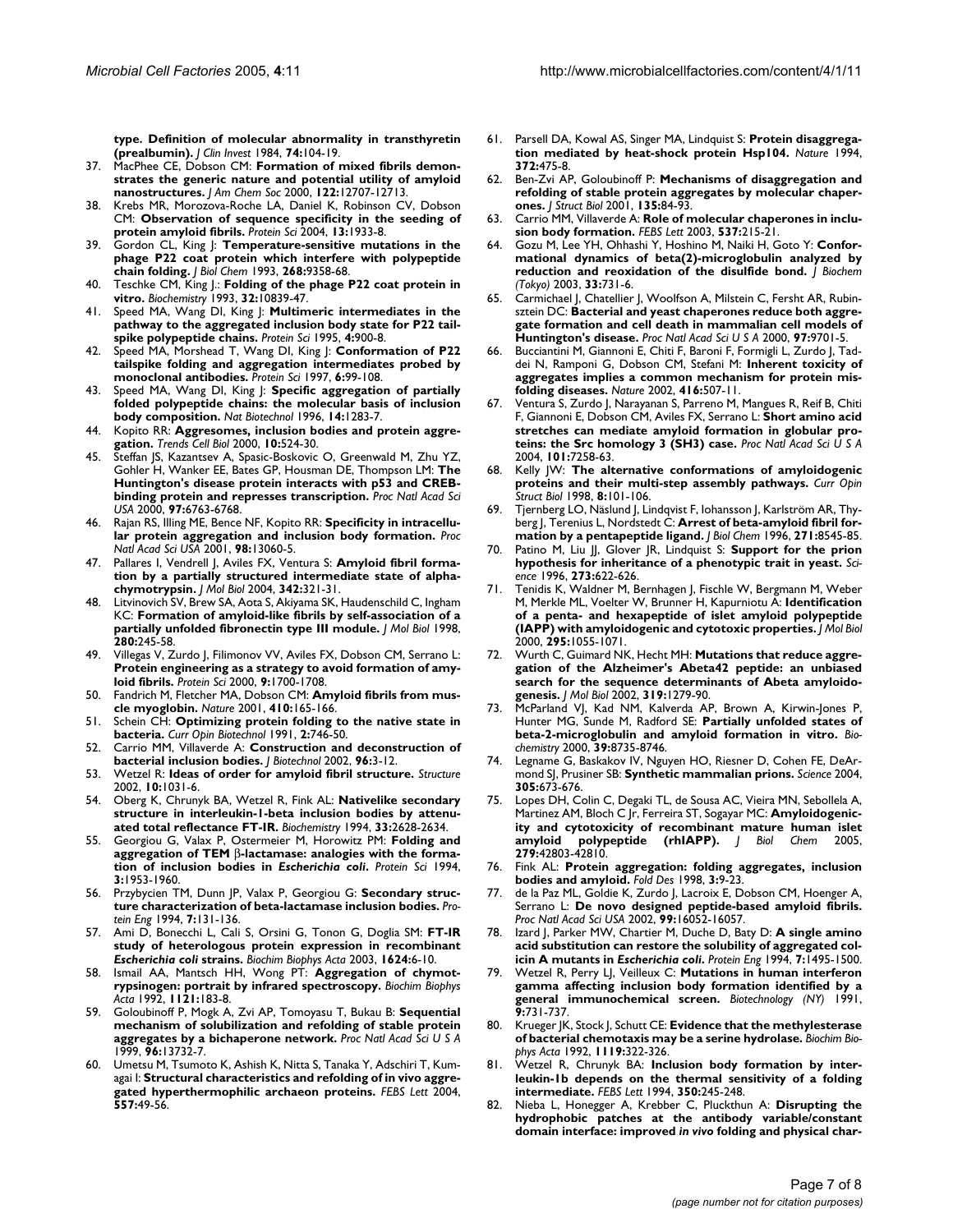**type. Definition of molecular abnormality in transthyretin (prealbumin).** *J Clin Invest* 1984, **74:**104-19.

37. MacPhee CE, Dobson CM: **Formation of mixed fibrils demonstrates the generic nature and potential utility of amyloid nanostructures.** *J Am Chem Soc* 2000, **122:**12707-12713.
38. Krebs MR, Morozova-Roche LA, Daniel K, Robinson CV, Dobson CM: **Observation of sequence specificity in the seeding of protein amyloid fibrils.** *Protein Sci* 2004, **13:**1933-8.
39. Gordon CL, King J: **Temperature-sensitive mutations in the phage P22 coat protein which interfere with polypeptide chain folding.** *J Biol Chem* 1993, **268:**9358-68.
40. Teschke CM, King J.: **Folding of the phage P22 coat protein in vitro.** *Biochemistry* 1993, **32:**10839-47.
41. Speed MA, Wang DI, King J: **Multimeric intermediates in the pathway to the aggregated inclusion body state for P22 tailspike polypeptide chains.** *Protein Sci* 1995, **4:**900-8.
42. Speed MA, Morshead T, Wang DI, King J: **Conformation of P22 tailspike folding and aggregation intermediates probed by monoclonal antibodies.** *Protein Sci* 1997, **6:**99-108.
43. Speed MA, Wang DI, King J: **Specific aggregation of partially folded polypeptide chains: the molecular basis of inclusion body composition.** *Nat Biotechnol* 1996, **14:**1283-7.
44. Kopito RR: **Aggresomes, inclusion bodies and protein aggregation.** *Trends Cell Biol* 2000, **10:**524-30.
45. Steffan JS, Kazantsev A, Spasic-Boskovic O, Greenwald M, Zhu YZ, Gohler H, Wanker EE, Bates GP, Housman DE, Thompson LM: **The Huntington's disease protein interacts with p53 and CREB-binding protein and represses transcription.** *Proc Natl Acad Sci USA* 2000, **97:**6763-6768.
46. Rajan RS, Illing ME, Bence NF, Kopito RR: **Specificity in intracellular protein aggregation and inclusion body formation.** *Proc Natl Acad Sci USA* 2001, **98:**13060-5.
47. Pallares I, Vendrell J, Aviles FX, Ventura S: **Amyloid fibril formation by a partially structured intermediate state of alpha-chymotrypsin.** *J Mol Biol* 2004, **342:**321-31.
48. Litvinovich SV, Brew SA, Aota S, Akiyama SK, Haudenschild C, Ingham KC: **Formation of amyloid-like fibrils by self-association of a partially unfolded fibronectin type III module.** *J Mol Biol* 1998, **280:**245-58.
49. Villegas V, Zurdo J, Filimonov VV, Aviles FX, Dobson CM, Serrano L: **Protein engineering as a strategy to avoid formation of amyloid fibrils.** *Protein Sci* 2000, **9:**1700-1708.
50. Fandrich M, Fletcher MA, Dobson CM: **Amyloid fibrils from muscle myoglobin.** *Nature* 2001, **410:**165-166.
51. Schein CH: **Optimizing protein folding to the native state in bacteria.** *Curr Opin Biotechnol* 1991, **2:**746-50.
52. Carrio MM, Villaverde A: **Construction and deconstruction of bacterial inclusion bodies.** *J Biotechnol* 2002, **96:**3-12.
53. Wetzel R: **Ideas of order for amyloid fibril structure.** *Structure* 2002, **10:**1031-6.
54. Oberg K, Chrunyk BA, Wetzel R, Fink AL: **Nativelike secondary structure in interleukin-1-beta inclusion bodies by attenuated total reflectance FT-IR.** *Biochemistry* 1994, **33:**2628-2634.
55. Georgiou G, Valax P, Ostermeier M, Horowitz PM: **Folding and aggregation of TEM β-lactamase: analogies with the formation of inclusion bodies in *Escherichia coli*.** *Protein Sci* 1994, **3:**1953-1960.
56. Przybycien TM, Dunn JP, Valax P, Georgiou G: **Secondary structure characterization of beta-lactamase inclusion bodies.** *Protein Eng* 1994, **7:**131-136.
57. Ami D, Bonecchi L, Cali S, Orsini G, Tonon G, Doglia SM: **FT-IR study of heterologous protein expression in recombinant *Escherichia coli* strains.** *Biochim Biophys Acta* 2003, **1624:**6-10.
58. Ismail AA, Mantsch HH, Wong PT: **Aggregation of chymotrypsinogen: portrait by infrared spectroscopy.** *Biochim Biophys Acta* 1992, **1121:**183-8.
59. Goloubinoff P, Mogk A, Zvi AP, Tomoyasu T, Bukau B: **Sequential mechanism of solubilization and refolding of stable protein aggregates by a bichaperone network.** *Proc Natl Acad Sci U S A* 1999, **96:**13732-7.
60. Umetsu M, Tsumoto K, Ashish K, Nitta S, Tanaka Y, Adschiri T, Kumagai I: **Structural characteristics and refolding of in vivo aggregated hyperthermophilic archaeon proteins.** *FEBS Lett* 2004, **557:**49-56.
61. Parsell DA, Kowal AS, Singer MA, Lindquist S: **Protein disaggregation mediated by heat-shock protein Hsp104.** *Nature* 1994, **372:**475-8.
62. Ben-Zvi AP, Goloubinoff P: **Mechanisms of disaggregation and refolding of stable protein aggregates by molecular chaperones.** *J Struct Biol* 2001, **135:**84-93.
63. Carrio MM, Villaverde A: **Role of molecular chaperones in inclusion body formation.** *FEBS Lett* 2003, **537:**215-21.
64. Gozu M, Lee YH, Ohhashi Y, Hoshino M, Naiki H, Goto Y: **Conformational dynamics of beta(2)-microglobulin analyzed by reduction and reoxidation of the disulfide bond.** *J Biochem (Tokyo)* 2003, **33:**731-6.
65. Carmichael J, Chatellier J, Woolfson A, Milstein C, Fersht AR, Rubinsztein DC: **Bacterial and yeast chaperones reduce both aggregate formation and cell death in mammalian cell models of Huntington's disease.** *Proc Natl Acad Sci U S A* 2000, **97:**9701-5.
66. Bucciantini M, Giannoni E, Chiti F, Baroni F, Formigli L, Zurdo J, Taddei N, Ramponi G, Dobson CM, Stefani M: **Inherent toxicity of aggregates implies a common mechanism for protein misfolding diseases.** *Nature* 2002, **416:**507-11.
67. Ventura S, Zurdo J, Narayanan S, Parreno M, Mangues R, Reif B, Chiti F, Giannoni E, Dobson CM, Aviles FX, Serrano L: **Short amino acid stretches can mediate amyloid formation in globular proteins: the Src homology 3 (SH3) case.** *Proc Natl Acad Sci U S A* 2004, **101:**7258-63.
68. Kelly JW: **The alternative conformations of amyloidogenic proteins and their multi-step assembly pathways.** *Curr Opin Struct Biol* 1998, **8:**101-106.
69. Tjernberg LO, Näslund J, Lindqvist F, Iohansson J, Karlström AR, Thyberg J, Terenius L, Nordstedt C: **Arrest of beta-amyloid fibril formation by a pentapeptide ligand.** *J Biol Chem* 1996, **271:**8545-85.
70. Patino M, Liu JJ, Glover JR, Lindquist S: **Support for the prion hypothesis for inheritance of a phenotypic trait in yeast.** *Science* 1996, **273:**622-626.
71. Tenidis K, Waldner M, Bernhagen J, Fischle W, Bergmann M, Weber M, Merkle ML, Voelter W, Brunner H, Kapurniotu A: **Identification of a penta- and hexapeptide of islet amyloid polypeptide (IAPP) with amyloidogenic and cytotoxic properties.** *J Mol Biol* 2000, **295:**1055-1071.
72. Wurth C, Guimard NK, Hecht MH: **Mutations that reduce aggregation of the Alzheimer's Abeta42 peptide: an unbiased search for the sequence determinants of Abeta amyloidogenesis.** *J Mol Biol* 2002, **319:**1279-90.
73. McParland VJ, Kad NM, Kalverda AP, Brown A, Kirwin-Jones P, Hunter MG, Sunde M, Radford SE: **Partially unfolded states of beta-2-microglobulin and amyloid formation in vitro.** *Biochemistry* 2000, **39:**8735-8746.
74. Legname G, Baskakov IV, Nguyen HO, Riesner D, Cohen FE, DeArmond SJ, Prusiner SB: **Synthetic mammalian prions.** *Science* 2004, **305:**673-676.
75. Lopes DH, Colin C, Degaki TL, de Sousa AC, Vieira MN, Sebollela A, Martinez AM, Bloch C Jr, Ferreira ST, Sogayar MC: **Amyloidogenicity and cytotoxicity of recombinant mature human islet amyloid polypeptide (rhIAPP).** *J Biol Chem* 2005, **279:**42803-42810.
76. Fink AL: **Protein aggregation: folding aggregates, inclusion bodies and amyloid.** *Fold Des* 1998, **3:**9-23.
77. de la Paz ML, Goldie K, Zurdo J, Lacroix E, Dobson CM, Hoenger A, Serrano L: **De novo designed peptide-based amyloid fibrils.** *Proc Natl Acad Sci USA* 2002, **99:**16052-16057.
78. Izard J, Parker MW, Chartier M, Duche D, Baty D: **A single amino acid substitution can restore the solubility of aggregated colicin A mutants in *Escherichia coli*.** *Protein Eng* 1994, **7:**1495-1500.
79. Wetzel R, Perry LJ, Veilleux C: **Mutations in human interferon gamma affecting inclusion body formation identified by a general immunochemical screen.** *Biotechnology (NY)* 1991, **9:**731-737.
80. Krueger JK, Stock J, Schutt CE: **Evidence that the methylesterase of bacterial chemotaxis may be a serine hydrolase.** *Biochim Biophys Acta* 1992, **1119:**322-326.
81. Wetzel R, Chrunyk BA: **Inclusion body formation by interleukin-1b depends on the thermal sensitivity of a folding intermediate.** *FEBS Lett* 1994, **350:**245-248.
82. Nieba L, Honegger A, Krebber C, Pluckthun A: **Disrupting the hydrophobic patches at the antibody variable/constant domain interface: improved *in vivo* folding and physical char-**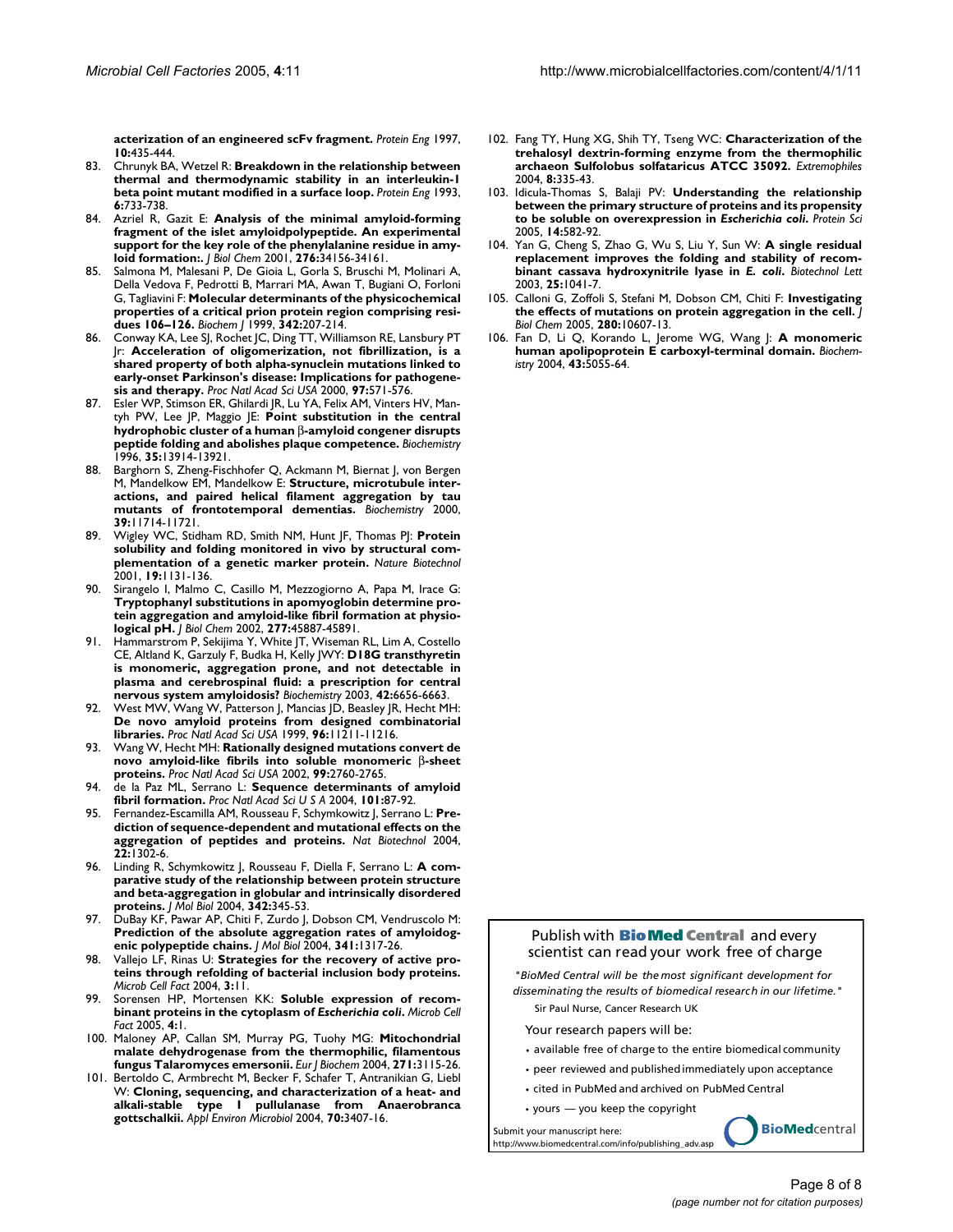acterization of an engineered scFv fragment. *Protein Eng* 1997, **10:**435-444.

83. Chrunyk BA, Wetzel R: **Breakdown in the relationship between thermal and thermodynamic stability in an interleukin-1 beta point mutant modified in a surface loop.** *Protein Eng* 1993, **6:**733-738.
84. Azriel R, Gazit E: **Analysis of the minimal amyloid-forming fragment of the islet amyloidpolypeptide. An experimental support for the key role of the phenylalanine residue in amyloid formation:.** *J Biol Chem* 2001, **276:**34156-34161.
85. Salmona M, Malesani P, De Gioia L, Gorla S, Bruschi M, Molinari A, Della Vedova F, Pedrotti B, Marrari MA, Awan T, Bugiani O, Forloni G, Tagliavini F: **Molecular determinants of the physicochemical properties of a critical prion protein region comprising residues 106–126.** *Biochem J* 1999, **342:**207-214.
86. Conway KA, Lee SJ, Rochet JC, Ding TT, Williamson RE, Lansbury PT Jr: **Acceleration of oligomerization, not fibrillization, is a shared property of both alpha-synuclein mutations linked to early-onset Parkinson's disease: Implications for pathogenesis and therapy.** *Proc Natl Acad Sci USA* 2000, **97:**571-576.
87. Esler WP, Stimson ER, Ghilardi JR, Lu YA, Felix AM, Vinters HV, Mantyh PW, Lee JP, Maggio JE: **Point substitution in the central hydrophobic cluster of a human β-amyloid congener disrupts peptide folding and abolishes plaque competence.** *Biochemistry* 1996, **35:**13914-13921.
88. Barghorn S, Zheng-Fischhofer Q, Ackmann M, Biernat J, von Bergen M, Mandelkow EM, Mandelkow E: **Structure, microtubule interactions, and paired helical filament aggregation by tau mutants of frontotemporal dementias.** *Biochemistry* 2000, **39:**11714-11721.
89. Wigley WC, Stidham RD, Smith NM, Hunt JF, Thomas PJ: **Protein solubility and folding monitored in vivo by structural complementation of a genetic marker protein.** *Nature Biotechnol* 2001, **19:**1131-136.
90. Sirangelo I, Malmo C, Casillo M, Mezzogiorno A, Papa M, Irace G: **Tryptophanyl substitutions in apomyoglobin determine protein aggregation and amyloid-like fibril formation at physiological pH.** *J Biol Chem* 2002, **277:**45887-45891.
91. Hammarstrom P, Sekijima Y, White JT, Wiseman RL, Lim A, Costello CE, Altland K, Garzuly F, Budka H, Kelly JWY: **D18G transthyretin is monomeric, aggregation prone, and not detectable in plasma and cerebrospinal fluid: a prescription for central nervous system amyloidosis?** *Biochemistry* 2003, **42:**6656-6663.
92. West MW, Wang W, Patterson J, Mancias JD, Beasley JR, Hecht MH: **De novo amyloid proteins from designed combinatorial libraries.** *Proc Natl Acad Sci USA* 1999, **96:**11211-11216.
93. Wang W, Hecht MH: **Rationally designed mutations convert de novo amyloid-like fibrils into soluble monomeric β-sheet proteins.** *Proc Natl Acad Sci USA* 2002, **99:**2760-2765.
94. de la Paz ML, Serrano L: **Sequence determinants of amyloid fibril formation.** *Proc Natl Acad Sci U S A* 2004, **101:**87-92.
95. Fernandez-Escamilla AM, Rousseau F, Schymkowitz J, Serrano L: **Prediction of sequence-dependent and mutational effects on the aggregation of peptides and proteins.** *Nat Biotechnol* 2004, **22:**1302-6.
96. Linding R, Schymkowitz J, Rousseau F, Diella F, Serrano L: **A comparative study of the relationship between protein structure and beta-aggregation in globular and intrinsically disordered proteins.** *J Mol Biol* 2004, **342:**345-53.
97. DuBay KF, Pawar AP, Chiti F, Zurdo J, Dobson CM, Vendruscolo M: **Prediction of the absolute aggregation rates of amyloidogenic polypeptide chains.** *J Mol Biol* 2004, **341:**1317-26.
98. Vallejo LF, Rinas U: **Strategies for the recovery of active proteins through refolding of bacterial inclusion body proteins.** *Microb Cell Fact* 2004, **3:**11.
99. Sorensen HP, Mortensen KK: **Soluble expression of recombinant proteins in the cytoplasm of *Escherichia coli*.** *Microb Cell Fact* 2005, **4:**1.
100. Maloney AP, Callan SM, Murray PG, Tuohy MG: **Mitochondrial malate dehydrogenase from the thermophilic, filamentous fungus Talaromyces emersonii.** *Eur J Biochem* 2004, **271:**3115-26.
101. Bertoldo C, Armbrecht M, Becker F, Schafer T, Antranikian G, Liebl W: **Cloning, sequencing, and characterization of a heat- and alkali-stable type I pullulanase from Anaerobranca gottschalkii.** *Appl Environ Microbiol* 2004, **70:**3407-16.
102. Fang TY, Hung XG, Shih TY, Tseng WC: **Characterization of the trehalosyl dextrin-forming enzyme from the thermophilic archaeon Sulfolobus solfataricus ATCC 35092.** *Extremophiles* 2004, **8:**335-43.
103. Idicula-Thomas S, Balaji PV: **Understanding the relationship between the primary structure of proteins and its propensity to be soluble on overexpression in *Escherichia coli*.** *Protein Sci* 2005, **14:**582-92.
104. Yan G, Cheng S, Zhao G, Wu S, Liu Y, Sun W: **A single residual replacement improves the folding and stability of recombinant cassava hydroxynitrile lyase in *E. coli*.** *Biotechnol Lett* 2003, **25:**1041-7.
105. Calloni G, Zoffoli S, Stefani M, Dobson CM, Chiti F: **Investigating the effects of mutations on protein aggregation in the cell.** *J Biol Chem* 2005, **280:**10607-13.
106. Fan D, Li Q, Korando L, Jerome WG, Wang J: **A monomeric human apolipoprotein E carboxyl-terminal domain.** *Biochemistry* 2004, **43:**5055-64.

Publish with **BioMed Central** and every scientist can read your work free of charge

*"BioMed Central will be the most significant development for disseminating the results of biomedical research in our lifetime."*
Sir Paul Nurse, Cancer Research UK

Your research papers will be:

- available free of charge to the entire biomedical community
- peer reviewed and published immediately upon acceptance
- cited in PubMed and archived on PubMed Central
- yours — you keep the copyright

Submit your manuscript here:
http://www.biomedcentral.com/info/publishing_adv.asp

**BioMed**central